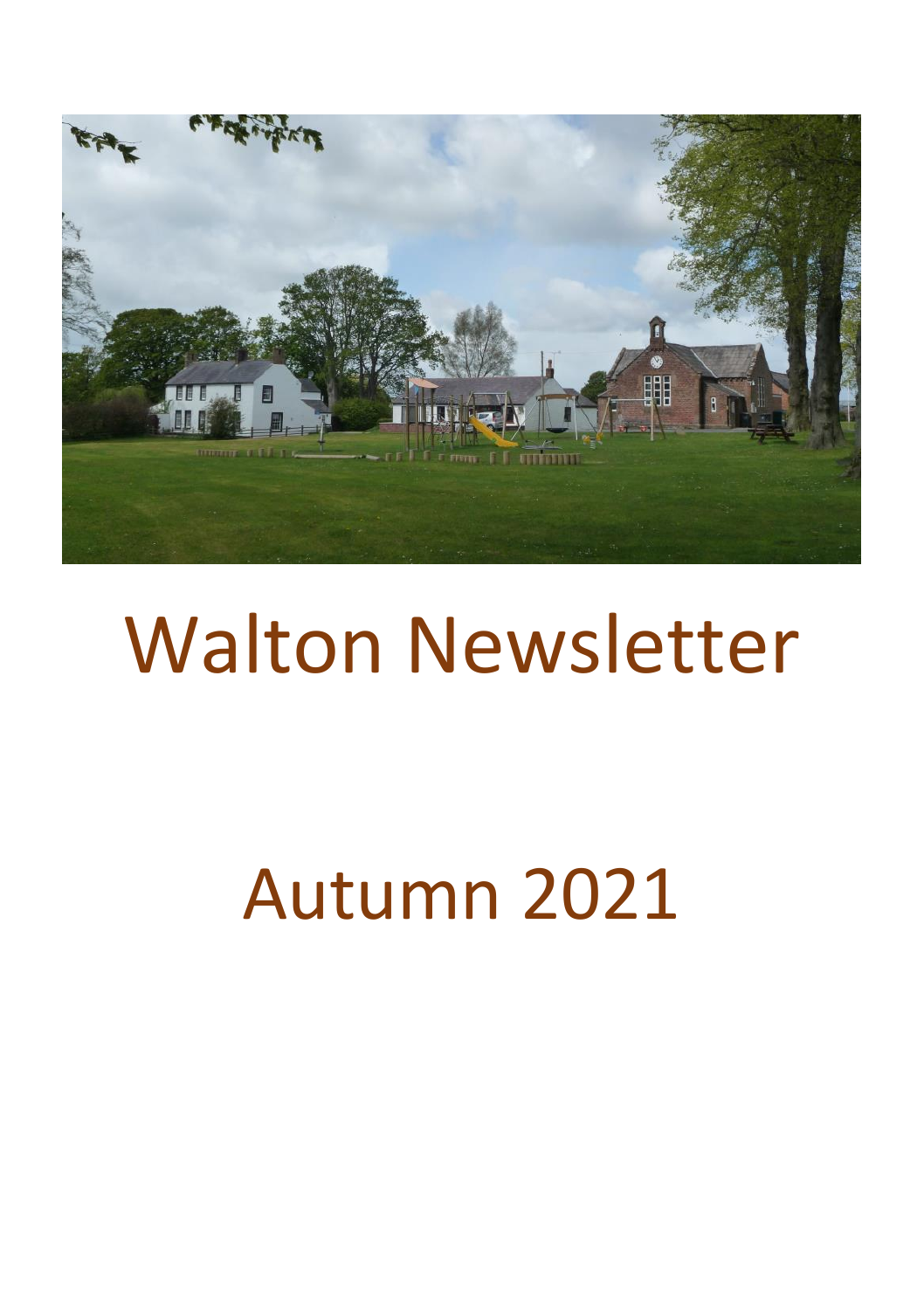# Walton Newsletter

# Autumn 2021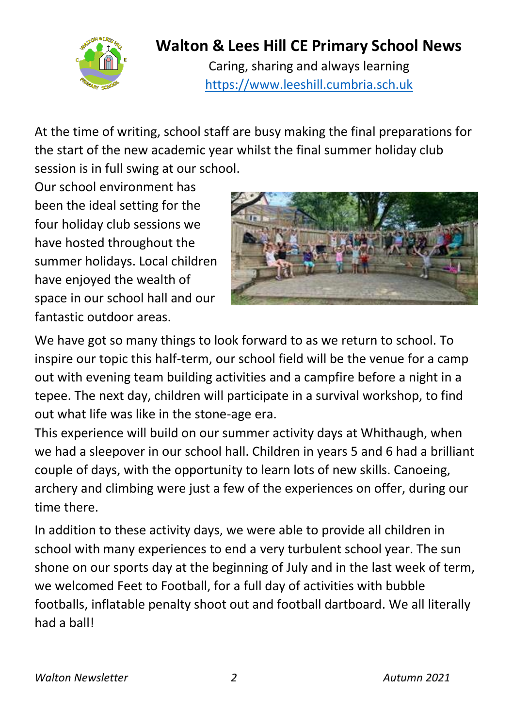# Walton & Lees Hill CE Primary School News

Caring, sharing and always learning

https://www.leeshill.cumbria.sch.uk

At the time of writing, school staff are busy making the final preparations for the start of the new academic year whilst the final summer holiday club session is in full swing at our school.

Our school environment has been the ideal setting for the four holiday club sessions we have hosted throughout the summer holidays. Local children have enjoyed the wealth of space in our school hall and our fantastic outdoor areas.

We have got so many things to look forward to as we return to school. To inspire our topic this half-term, our school field will be the venue for a camp out with evening team building activities and a campfire before a night in a tepee. The next day, children will participate in a survival workshop, to find out what life was like in the stone-age era.

This experience will build on our summer activity days at Whithaugh, when we had a sleepover in our school hall. Children in years 5 and 6 had a brilliant couple of days, with the opportunity to learn lots of new skills. Canoeing, archery and climbing were just a few of the experiences on offer, during our time there.

In addition to these activity days, we were able to provide all children in school with many experiences to end a very turbulent school year. The sun shone on our sports day at the beginning of July and in the last week of term, we welcomed Feet to Football, for a full day of activities with bubble footballs, inflatable penalty shoot out and football dartboard. We all literally had a ball!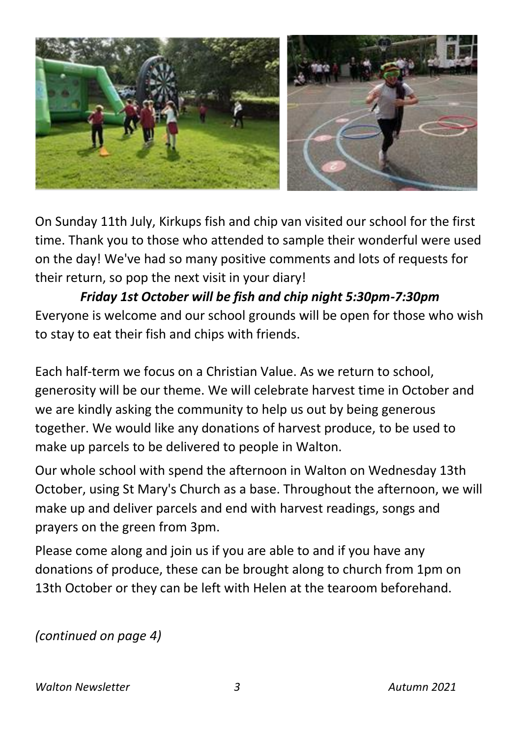On Sunday 11th July, Kirkups fish and chip van visited our school for the first time. Thank you to those who attended to sample their wonderful were used on the day! We've had so many positive comments and lots of requests for their return, so pop the next visit in your diary!

***Friday 1st October will be fish and chip night 5:30pm-7:30pm***

Everyone is welcome and our school grounds will be open for those who wish to stay to eat their fish and chips with friends.

Each half-term we focus on a Christian Value. As we return to school, generosity will be our theme. We will celebrate harvest time in October and we are kindly asking the community to help us out by being generous together. We would like any donations of harvest produce, to be used to make up parcels to be delivered to people in Walton.

Our whole school with spend the afternoon in Walton on Wednesday 13th October, using St Mary's Church as a base. Throughout the afternoon, we will make up and deliver parcels and end with harvest readings, songs and prayers on the green from 3pm.

Please come along and join us if you are able to and if you have any donations of produce, these can be brought along to church from 1pm on 13th October or they can be left with Helen at the tearoom beforehand.

*(continued on page 4)*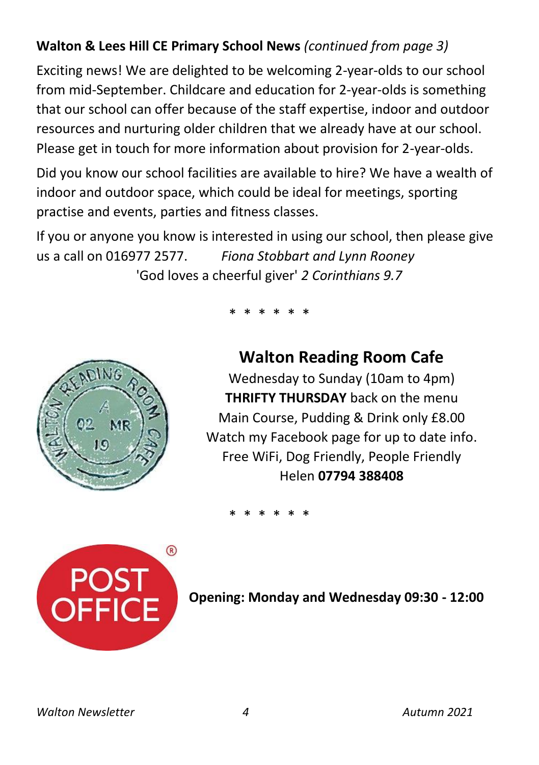**Walton & Lees Hill CE Primary School News** *(continued from page 3)*

Exciting news! We are delighted to be welcoming 2-year-olds to our school from mid-September. Childcare and education for 2-year-olds is something that our school can offer because of the staff expertise, indoor and outdoor resources and nurturing older children that we already have at our school. Please get in touch for more information about provision for 2-year-olds.

Did you know our school facilities are available to hire? We have a wealth of indoor and outdoor space, which could be ideal for meetings, sporting practise and events, parties and fitness classes.

If you or anyone you know is interested in using our school, then please give us a call on 016977 2577. *Fiona Stobbart and Lynn Rooney*

'God loves a cheerful giver' *2 Corinthians 9.7*

\* \* \* \* \* \*

## Walton Reading Room Cafe

Wednesday to Sunday (10am to 4pm)
**THRIFTY THURSDAY** back on the menu
Main Course, Pudding & Drink only £8.00
Watch my Facebook page for up to date info.
Free WiFi, Dog Friendly, People Friendly
Helen **07794 388408**

\* \* \* \* \* \*

POST OFFICE

**Opening: Monday and Wednesday 09:30 - 12:00**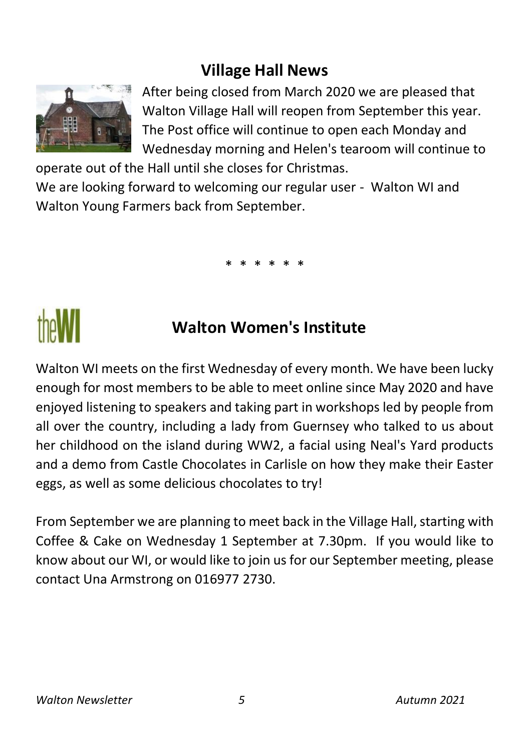## Village Hall News

After being closed from March 2020 we are pleased that Walton Village Hall will reopen from September this year. The Post office will continue to open each Monday and Wednesday morning and Helen's tearoom will continue to operate out of the Hall until she closes for Christmas.

We are looking forward to welcoming our regular user - Walton WI and Walton Young Farmers back from September.

\* \* \* \* \* \*

## Walton Women's Institute

Walton WI meets on the first Wednesday of every month. We have been lucky enough for most members to be able to meet online since May 2020 and have enjoyed listening to speakers and taking part in workshops led by people from all over the country, including a lady from Guernsey who talked to us about her childhood on the island during WW2, a facial using Neal's Yard products and a demo from Castle Chocolates in Carlisle on how they make their Easter eggs, as well as some delicious chocolates to try!

From September we are planning to meet back in the Village Hall, starting with Coffee & Cake on Wednesday 1 September at 7.30pm. If you would like to know about our WI, or would like to join us for our September meeting, please contact Una Armstrong on 016977 2730.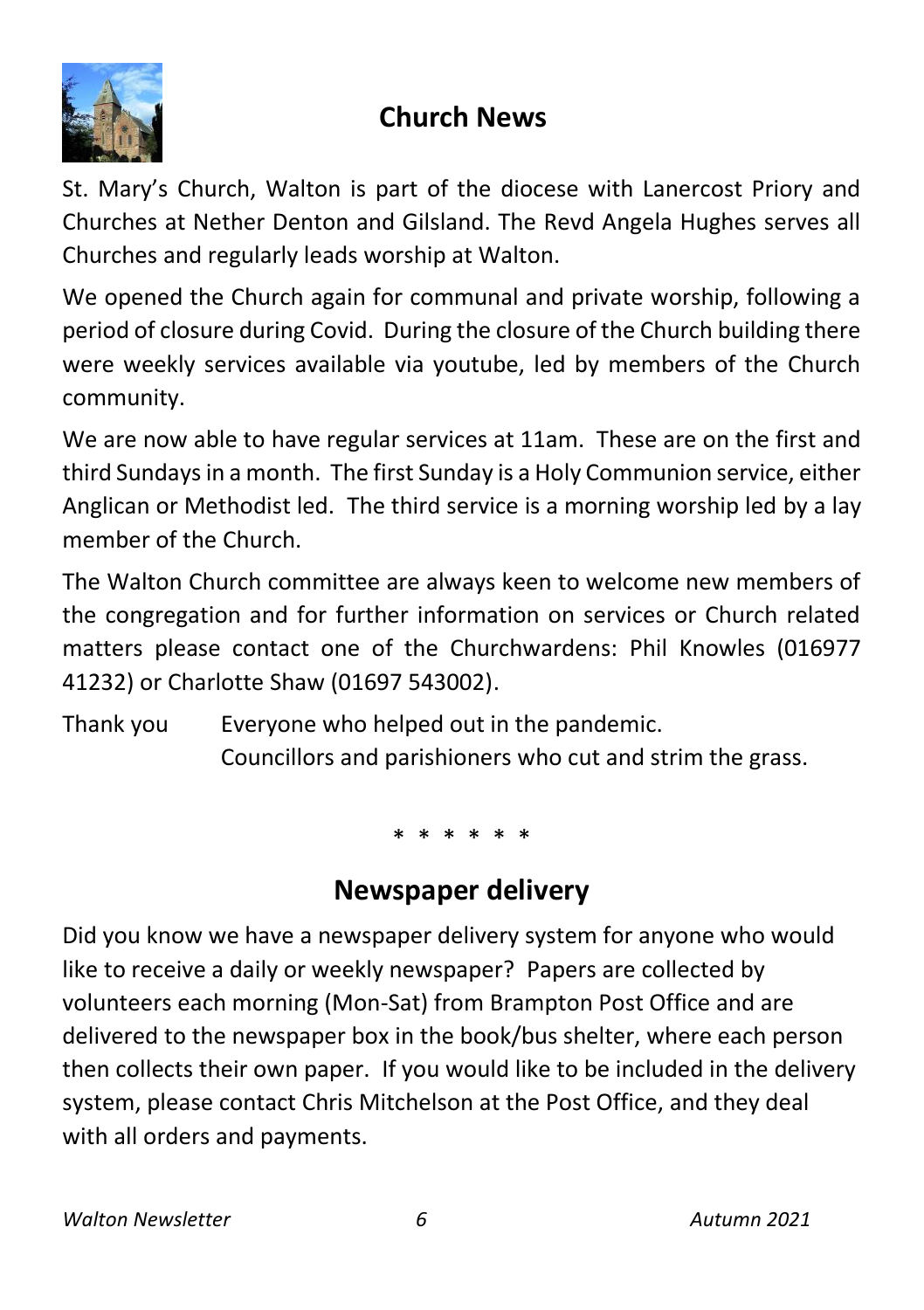## Church News

St. Mary's Church, Walton is part of the diocese with Lanercost Priory and Churches at Nether Denton and Gilsland. The Revd Angela Hughes serves all Churches and regularly leads worship at Walton.

We opened the Church again for communal and private worship, following a period of closure during Covid. During the closure of the Church building there were weekly services available via youtube, led by members of the Church community.

We are now able to have regular services at 11am. These are on the first and third Sundays in a month. The first Sunday is a Holy Communion service, either Anglican or Methodist led. The third service is a morning worship led by a lay member of the Church.

The Walton Church committee are always keen to welcome new members of the congregation and for further information on services or Church related matters please contact one of the Churchwardens: Phil Knowles (016977 41232) or Charlotte Shaw (01697 543002).

Thank you Everyone who helped out in the pandemic.
Councillors and parishioners who cut and strim the grass.

\* \* \* \* \* \*

## Newspaper delivery

Did you know we have a newspaper delivery system for anyone who would like to receive a daily or weekly newspaper? Papers are collected by volunteers each morning (Mon-Sat) from Brampton Post Office and are delivered to the newspaper box in the book/bus shelter, where each person then collects their own paper. If you would like to be included in the delivery system, please contact Chris Mitchelson at the Post Office, and they deal with all orders and payments.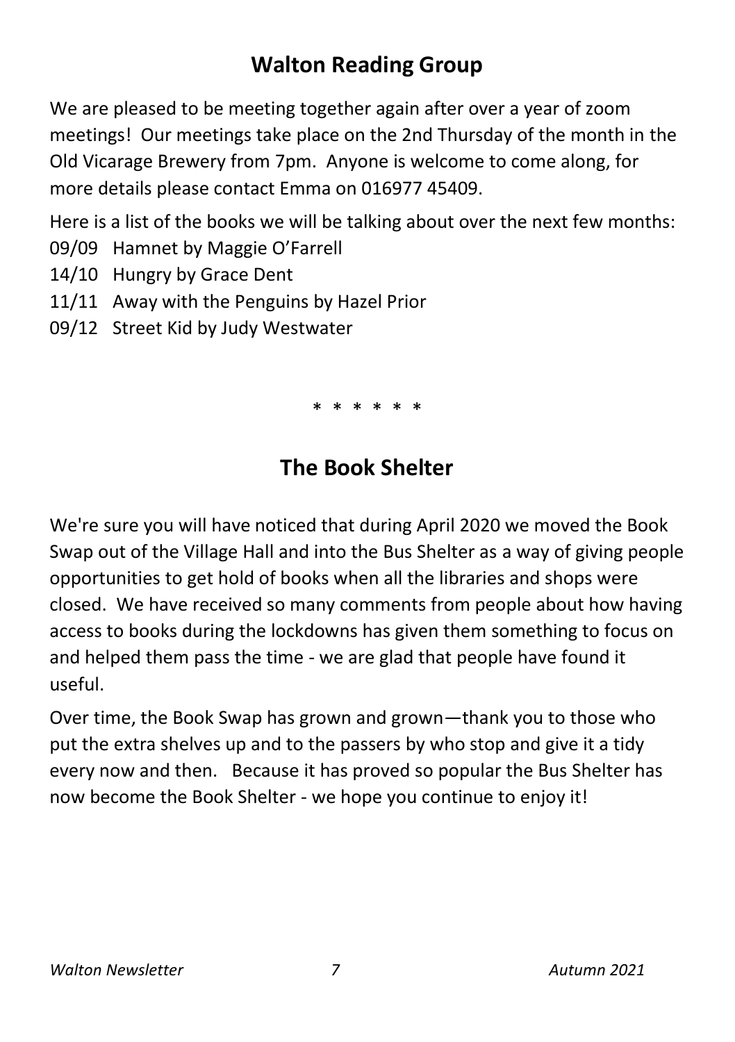## Walton Reading Group

We are pleased to be meeting together again after over a year of zoom meetings! Our meetings take place on the 2nd Thursday of the month in the Old Vicarage Brewery from 7pm. Anyone is welcome to come along, for more details please contact Emma on 016977 45409.

Here is a list of the books we will be talking about over the next few months:

09/09 Hamnet by Maggie O'Farrell
14/10 Hungry by Grace Dent
11/11 Away with the Penguins by Hazel Prior
09/12 Street Kid by Judy Westwater

\* \* \* \* \* \*

## The Book Shelter

We're sure you will have noticed that during April 2020 we moved the Book Swap out of the Village Hall and into the Bus Shelter as a way of giving people opportunities to get hold of books when all the libraries and shops were closed. We have received so many comments from people about how having access to books during the lockdowns has given them something to focus on and helped them pass the time - we are glad that people have found it useful.

Over time, the Book Swap has grown and grown—thank you to those who put the extra shelves up and to the passers by who stop and give it a tidy every now and then. Because it has proved so popular the Bus Shelter has now become the Book Shelter - we hope you continue to enjoy it!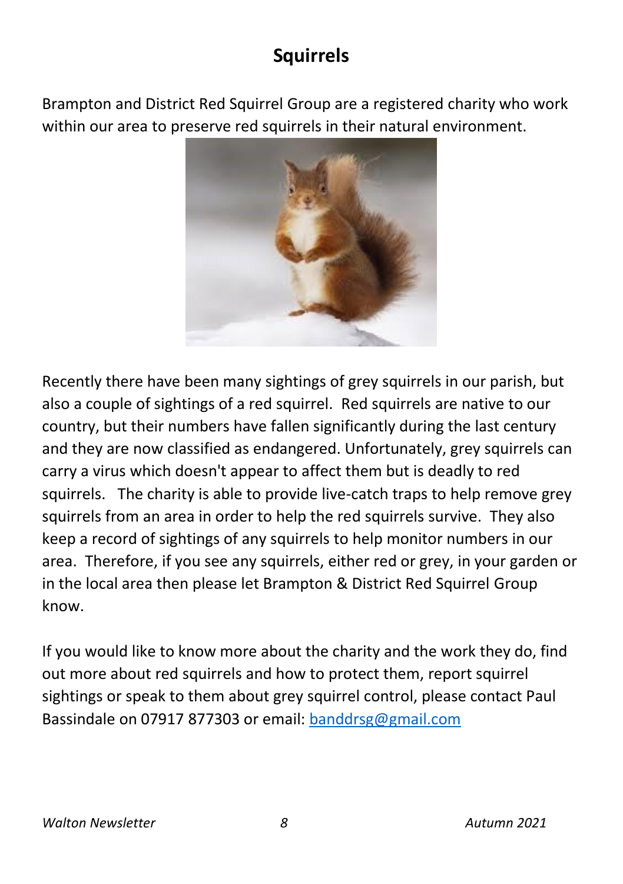# Squirrels

Brampton and District Red Squirrel Group are a registered charity who work within our area to preserve red squirrels in their natural environment.

Recently there have been many sightings of grey squirrels in our parish, but also a couple of sightings of a red squirrel. Red squirrels are native to our country, but their numbers have fallen significantly during the last century and they are now classified as endangered. Unfortunately, grey squirrels can carry a virus which doesn't appear to affect them but is deadly to red squirrels. The charity is able to provide live-catch traps to help remove grey squirrels from an area in order to help the red squirrels survive. They also keep a record of sightings of any squirrels to help monitor numbers in our area. Therefore, if you see any squirrels, either red or grey, in your garden or in the local area then please let Brampton & District Red Squirrel Group know.

If you would like to know more about the charity and the work they do, find out more about red squirrels and how to protect them, report squirrel sightings or speak to them about grey squirrel control, please contact Paul Bassindale on 07917 877303 or email: banddrsg@gmail.com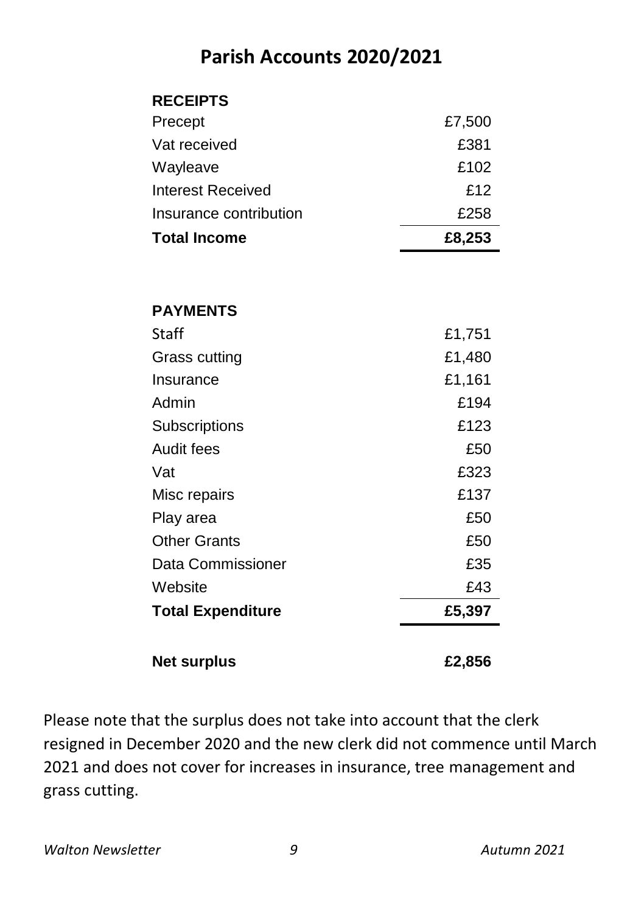# Parish Accounts 2020/2021

| **RECEIPTS** | |
|---|---|
| Precept | £7,500 |
| Vat received | £381 |
| Wayleave | £102 |
| Interest Received | £12 |
| Insurance contribution | £258 |
| **Total Income** | **£8,253** |

| **PAYMENTS** | |
|---|---|
| Staff | £1,751 |
| Grass cutting | £1,480 |
| Insurance | £1,161 |
| Admin | £194 |
| Subscriptions | £123 |
| Audit fees | £50 |
| Vat | £323 |
| Misc repairs | £137 |
| Play area | £50 |
| Other Grants | £50 |
| Data Commissioner | £35 |
| Website | £43 |
| **Total Expenditure** | **£5,397** |
| | |
| **Net surplus** | **£2,856** |

Please note that the surplus does not take into account that the clerk resigned in December 2020 and the new clerk did not commence until March 2021 and does not cover for increases in insurance, tree management and grass cutting.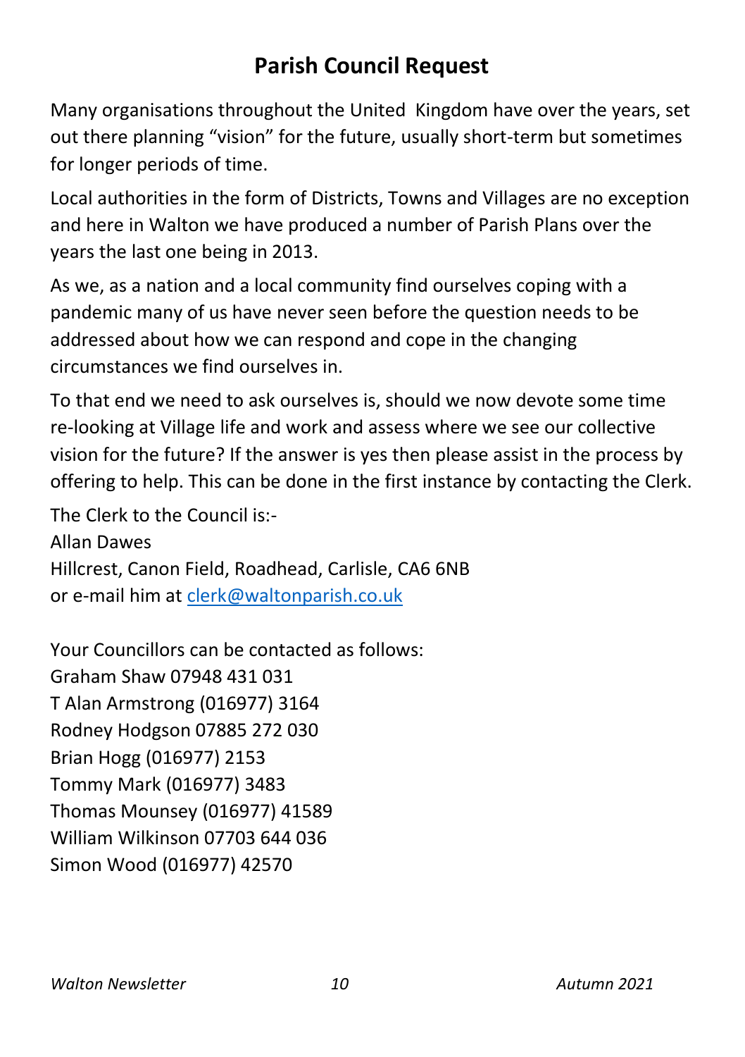## Parish Council Request

Many organisations throughout the United Kingdom have over the years, set out there planning "vision" for the future, usually short-term but sometimes for longer periods of time.

Local authorities in the form of Districts, Towns and Villages are no exception and here in Walton we have produced a number of Parish Plans over the years the last one being in 2013.

As we, as a nation and a local community find ourselves coping with a pandemic many of us have never seen before the question needs to be addressed about how we can respond and cope in the changing circumstances we find ourselves in.

To that end we need to ask ourselves is, should we now devote some time re-looking at Village life and work and assess where we see our collective vision for the future? If the answer is yes then please assist in the process by offering to help. This can be done in the first instance by contacting the Clerk.

The Clerk to the Council is:-
Allan Dawes
Hillcrest, Canon Field, Roadhead, Carlisle, CA6 6NB
or e-mail him at clerk@waltonparish.co.uk

Your Councillors can be contacted as follows:
Graham Shaw 07948 431 031
T Alan Armstrong (016977) 3164
Rodney Hodgson 07885 272 030
Brian Hogg (016977) 2153
Tommy Mark (016977) 3483
Thomas Mounsey (016977) 41589
William Wilkinson 07703 644 036
Simon Wood (016977) 42570